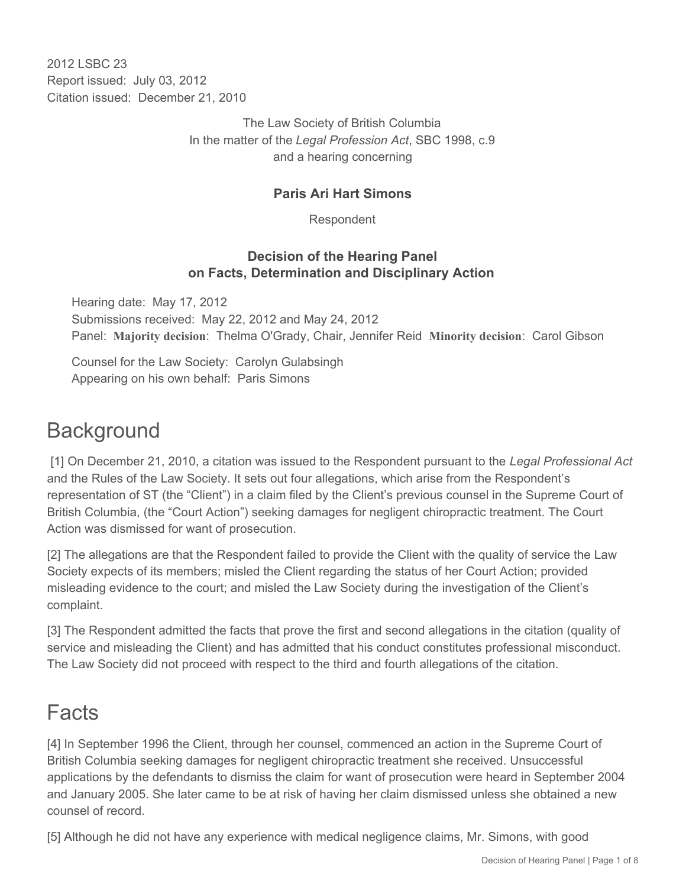2012 LSBC 23
Report issued: July 03, 2012
Citation issued: December 21, 2010

The Law Society of British Columbia
In the matter of the *Legal Profession Act*, SBC 1998, c.9
and a hearing concerning

**Paris Ari Hart Simons**

Respondent

**Decision of the Hearing Panel**
**on Facts, Determination and Disciplinary Action**

Hearing date: May 17, 2012
Submissions received: May 22, 2012 and May 24, 2012
Panel: **Majority decision**: Thelma O'Grady, Chair, Jennifer Reid **Minority decision**: Carol Gibson

Counsel for the Law Society: Carolyn Gulabsingh
Appearing on his own behalf: Paris Simons

# Background

[1] On December 21, 2010, a citation was issued to the Respondent pursuant to the *Legal Professional Act* and the Rules of the Law Society. It sets out four allegations, which arise from the Respondent's representation of ST (the "Client") in a claim filed by the Client's previous counsel in the Supreme Court of British Columbia, (the "Court Action") seeking damages for negligent chiropractic treatment. The Court Action was dismissed for want of prosecution.

[2] The allegations are that the Respondent failed to provide the Client with the quality of service the Law Society expects of its members; misled the Client regarding the status of her Court Action; provided misleading evidence to the court; and misled the Law Society during the investigation of the Client's complaint.

[3] The Respondent admitted the facts that prove the first and second allegations in the citation (quality of service and misleading the Client) and has admitted that his conduct constitutes professional misconduct. The Law Society did not proceed with respect to the third and fourth allegations of the citation.

# Facts

[4] In September 1996 the Client, through her counsel, commenced an action in the Supreme Court of British Columbia seeking damages for negligent chiropractic treatment she received. Unsuccessful applications by the defendants to dismiss the claim for want of prosecution were heard in September 2004 and January 2005. She later came to be at risk of having her claim dismissed unless she obtained a new counsel of record.

[5] Although he did not have any experience with medical negligence claims, Mr. Simons, with good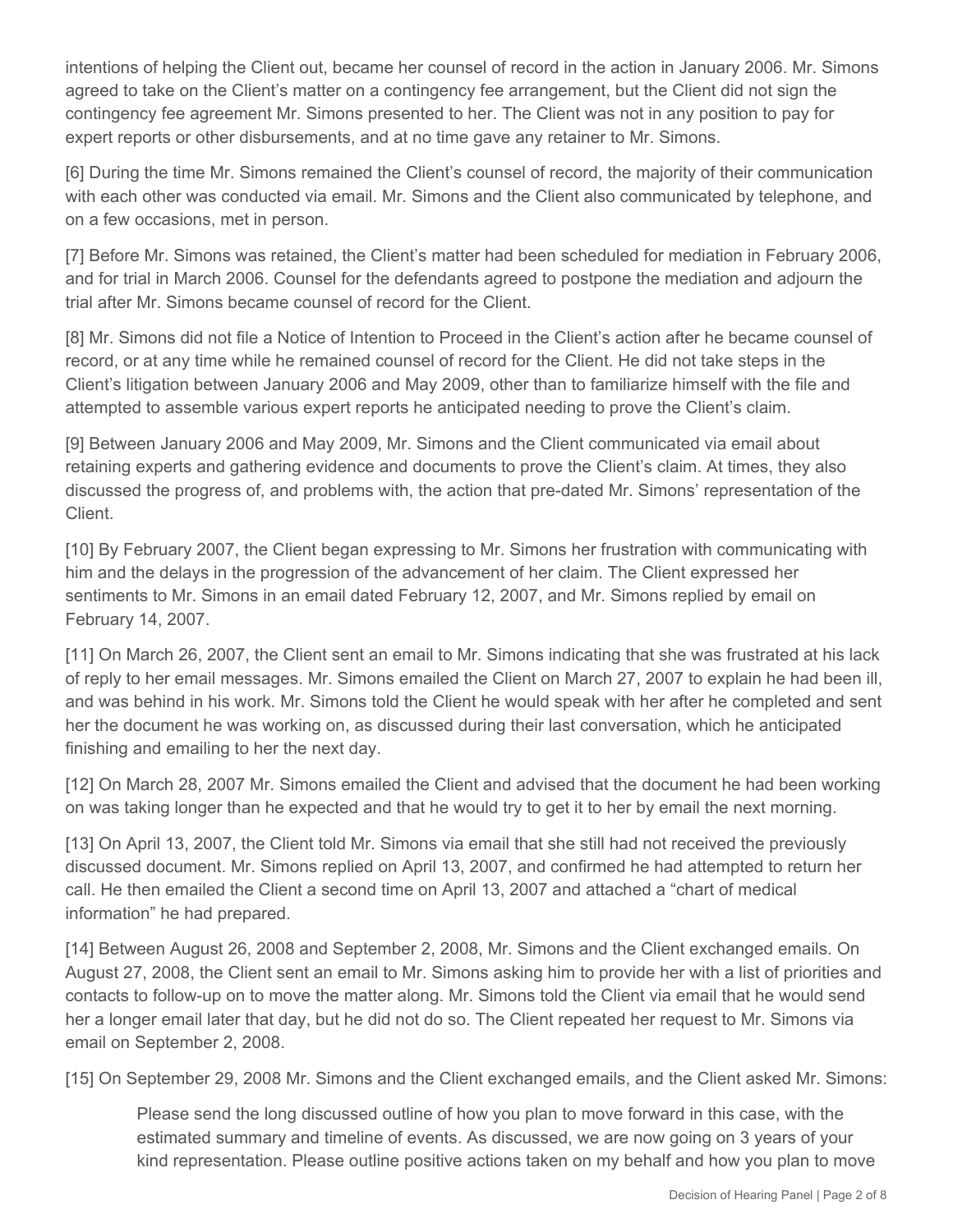intentions of helping the Client out, became her counsel of record in the action in January 2006. Mr. Simons agreed to take on the Client's matter on a contingency fee arrangement, but the Client did not sign the contingency fee agreement Mr. Simons presented to her. The Client was not in any position to pay for expert reports or other disbursements, and at no time gave any retainer to Mr. Simons.

[6] During the time Mr. Simons remained the Client's counsel of record, the majority of their communication with each other was conducted via email. Mr. Simons and the Client also communicated by telephone, and on a few occasions, met in person.

[7] Before Mr. Simons was retained, the Client's matter had been scheduled for mediation in February 2006, and for trial in March 2006. Counsel for the defendants agreed to postpone the mediation and adjourn the trial after Mr. Simons became counsel of record for the Client.

[8] Mr. Simons did not file a Notice of Intention to Proceed in the Client's action after he became counsel of record, or at any time while he remained counsel of record for the Client. He did not take steps in the Client's litigation between January 2006 and May 2009, other than to familiarize himself with the file and attempted to assemble various expert reports he anticipated needing to prove the Client's claim.

[9] Between January 2006 and May 2009, Mr. Simons and the Client communicated via email about retaining experts and gathering evidence and documents to prove the Client's claim. At times, they also discussed the progress of, and problems with, the action that pre-dated Mr. Simons' representation of the Client.

[10] By February 2007, the Client began expressing to Mr. Simons her frustration with communicating with him and the delays in the progression of the advancement of her claim. The Client expressed her sentiments to Mr. Simons in an email dated February 12, 2007, and Mr. Simons replied by email on February 14, 2007.

[11] On March 26, 2007, the Client sent an email to Mr. Simons indicating that she was frustrated at his lack of reply to her email messages. Mr. Simons emailed the Client on March 27, 2007 to explain he had been ill, and was behind in his work. Mr. Simons told the Client he would speak with her after he completed and sent her the document he was working on, as discussed during their last conversation, which he anticipated finishing and emailing to her the next day.

[12] On March 28, 2007 Mr. Simons emailed the Client and advised that the document he had been working on was taking longer than he expected and that he would try to get it to her by email the next morning.

[13] On April 13, 2007, the Client told Mr. Simons via email that she still had not received the previously discussed document. Mr. Simons replied on April 13, 2007, and confirmed he had attempted to return her call. He then emailed the Client a second time on April 13, 2007 and attached a "chart of medical information" he had prepared.

[14] Between August 26, 2008 and September 2, 2008, Mr. Simons and the Client exchanged emails. On August 27, 2008, the Client sent an email to Mr. Simons asking him to provide her with a list of priorities and contacts to follow-up on to move the matter along. Mr. Simons told the Client via email that he would send her a longer email later that day, but he did not do so. The Client repeated her request to Mr. Simons via email on September 2, 2008.

[15] On September 29, 2008 Mr. Simons and the Client exchanged emails, and the Client asked Mr. Simons:

> Please send the long discussed outline of how you plan to move forward in this case, with the estimated summary and timeline of events. As discussed, we are now going on 3 years of your kind representation. Please outline positive actions taken on my behalf and how you plan to move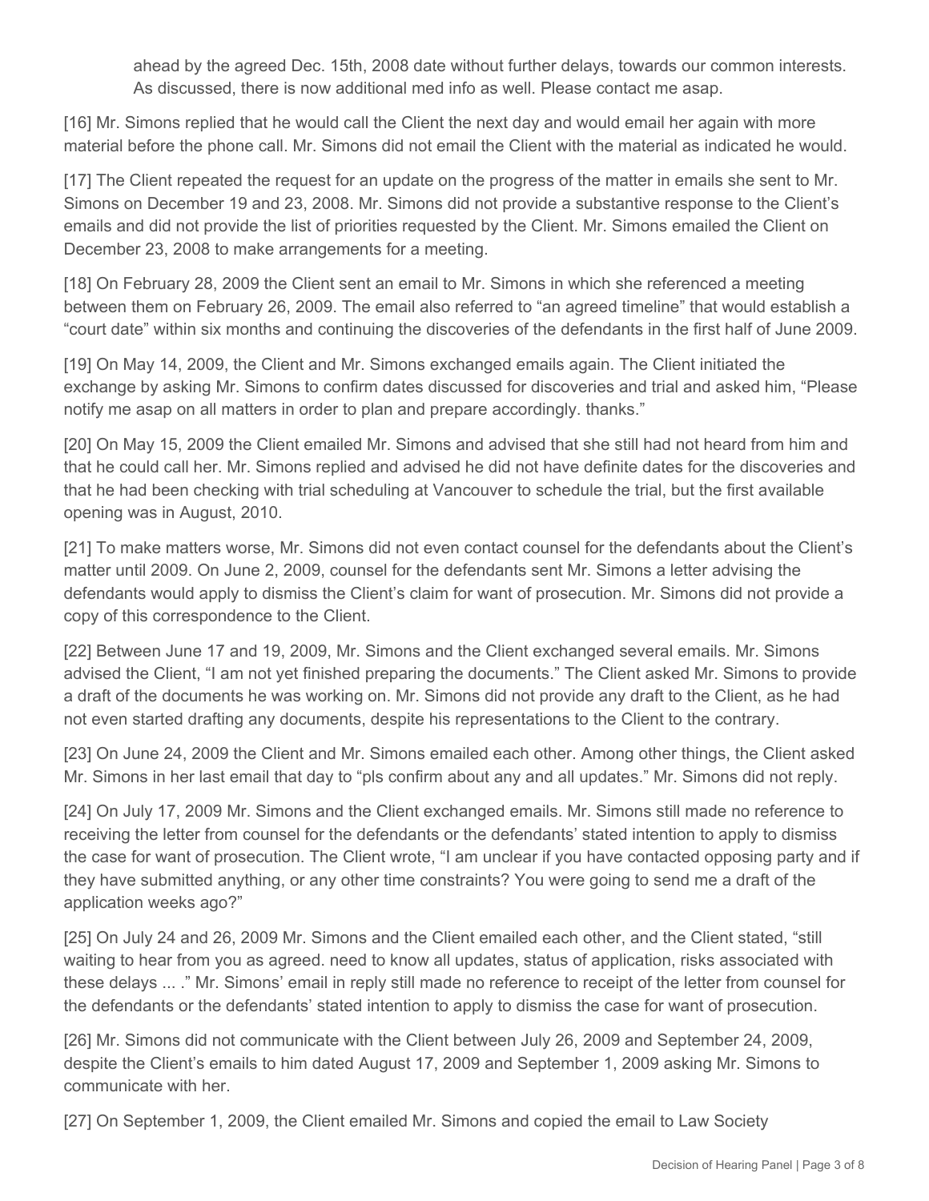ahead by the agreed Dec. 15th, 2008 date without further delays, towards our common interests. As discussed, there is now additional med info as well. Please contact me asap.

[16] Mr. Simons replied that he would call the Client the next day and would email her again with more material before the phone call. Mr. Simons did not email the Client with the material as indicated he would.

[17] The Client repeated the request for an update on the progress of the matter in emails she sent to Mr. Simons on December 19 and 23, 2008. Mr. Simons did not provide a substantive response to the Client's emails and did not provide the list of priorities requested by the Client. Mr. Simons emailed the Client on December 23, 2008 to make arrangements for a meeting.

[18] On February 28, 2009 the Client sent an email to Mr. Simons in which she referenced a meeting between them on February 26, 2009. The email also referred to "an agreed timeline" that would establish a "court date" within six months and continuing the discoveries of the defendants in the first half of June 2009.

[19] On May 14, 2009, the Client and Mr. Simons exchanged emails again. The Client initiated the exchange by asking Mr. Simons to confirm dates discussed for discoveries and trial and asked him, "Please notify me asap on all matters in order to plan and prepare accordingly. thanks."

[20] On May 15, 2009 the Client emailed Mr. Simons and advised that she still had not heard from him and that he could call her. Mr. Simons replied and advised he did not have definite dates for the discoveries and that he had been checking with trial scheduling at Vancouver to schedule the trial, but the first available opening was in August, 2010.

[21] To make matters worse, Mr. Simons did not even contact counsel for the defendants about the Client's matter until 2009. On June 2, 2009, counsel for the defendants sent Mr. Simons a letter advising the defendants would apply to dismiss the Client's claim for want of prosecution. Mr. Simons did not provide a copy of this correspondence to the Client.

[22] Between June 17 and 19, 2009, Mr. Simons and the Client exchanged several emails. Mr. Simons advised the Client, "I am not yet finished preparing the documents." The Client asked Mr. Simons to provide a draft of the documents he was working on. Mr. Simons did not provide any draft to the Client, as he had not even started drafting any documents, despite his representations to the Client to the contrary.

[23] On June 24, 2009 the Client and Mr. Simons emailed each other. Among other things, the Client asked Mr. Simons in her last email that day to "pls confirm about any and all updates." Mr. Simons did not reply.

[24] On July 17, 2009 Mr. Simons and the Client exchanged emails. Mr. Simons still made no reference to receiving the letter from counsel for the defendants or the defendants' stated intention to apply to dismiss the case for want of prosecution. The Client wrote, "I am unclear if you have contacted opposing party and if they have submitted anything, or any other time constraints? You were going to send me a draft of the application weeks ago?"

[25] On July 24 and 26, 2009 Mr. Simons and the Client emailed each other, and the Client stated, "still waiting to hear from you as agreed. need to know all updates, status of application, risks associated with these delays ... ." Mr. Simons' email in reply still made no reference to receipt of the letter from counsel for the defendants or the defendants' stated intention to apply to dismiss the case for want of prosecution.

[26] Mr. Simons did not communicate with the Client between July 26, 2009 and September 24, 2009, despite the Client's emails to him dated August 17, 2009 and September 1, 2009 asking Mr. Simons to communicate with her.

[27] On September 1, 2009, the Client emailed Mr. Simons and copied the email to Law Society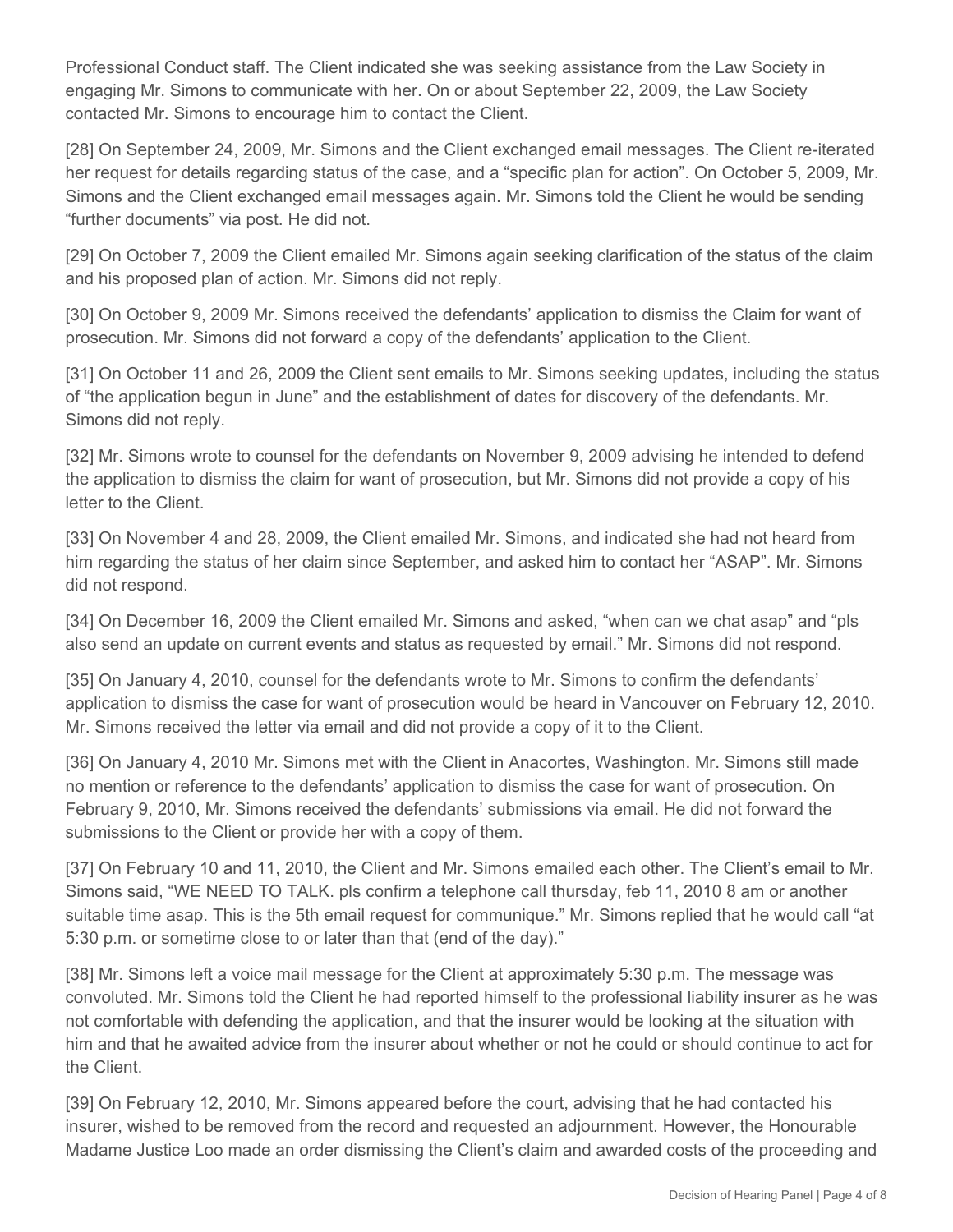Professional Conduct staff. The Client indicated she was seeking assistance from the Law Society in engaging Mr. Simons to communicate with her. On or about September 22, 2009, the Law Society contacted Mr. Simons to encourage him to contact the Client.

[28] On September 24, 2009, Mr. Simons and the Client exchanged email messages. The Client re-iterated her request for details regarding status of the case, and a "specific plan for action". On October 5, 2009, Mr. Simons and the Client exchanged email messages again. Mr. Simons told the Client he would be sending "further documents" via post. He did not.

[29] On October 7, 2009 the Client emailed Mr. Simons again seeking clarification of the status of the claim and his proposed plan of action. Mr. Simons did not reply.

[30] On October 9, 2009 Mr. Simons received the defendants' application to dismiss the Claim for want of prosecution. Mr. Simons did not forward a copy of the defendants' application to the Client.

[31] On October 11 and 26, 2009 the Client sent emails to Mr. Simons seeking updates, including the status of "the application begun in June" and the establishment of dates for discovery of the defendants. Mr. Simons did not reply.

[32] Mr. Simons wrote to counsel for the defendants on November 9, 2009 advising he intended to defend the application to dismiss the claim for want of prosecution, but Mr. Simons did not provide a copy of his letter to the Client.

[33] On November 4 and 28, 2009, the Client emailed Mr. Simons, and indicated she had not heard from him regarding the status of her claim since September, and asked him to contact her "ASAP". Mr. Simons did not respond.

[34] On December 16, 2009 the Client emailed Mr. Simons and asked, "when can we chat asap" and "pls also send an update on current events and status as requested by email." Mr. Simons did not respond.

[35] On January 4, 2010, counsel for the defendants wrote to Mr. Simons to confirm the defendants' application to dismiss the case for want of prosecution would be heard in Vancouver on February 12, 2010. Mr. Simons received the letter via email and did not provide a copy of it to the Client.

[36] On January 4, 2010 Mr. Simons met with the Client in Anacortes, Washington. Mr. Simons still made no mention or reference to the defendants' application to dismiss the case for want of prosecution. On February 9, 2010, Mr. Simons received the defendants' submissions via email. He did not forward the submissions to the Client or provide her with a copy of them.

[37] On February 10 and 11, 2010, the Client and Mr. Simons emailed each other. The Client's email to Mr. Simons said, "WE NEED TO TALK. pls confirm a telephone call thursday, feb 11, 2010 8 am or another suitable time asap. This is the 5th email request for communique." Mr. Simons replied that he would call "at 5:30 p.m. or sometime close to or later than that (end of the day)."

[38] Mr. Simons left a voice mail message for the Client at approximately 5:30 p.m. The message was convoluted. Mr. Simons told the Client he had reported himself to the professional liability insurer as he was not comfortable with defending the application, and that the insurer would be looking at the situation with him and that he awaited advice from the insurer about whether or not he could or should continue to act for the Client.

[39] On February 12, 2010, Mr. Simons appeared before the court, advising that he had contacted his insurer, wished to be removed from the record and requested an adjournment. However, the Honourable Madame Justice Loo made an order dismissing the Client's claim and awarded costs of the proceeding and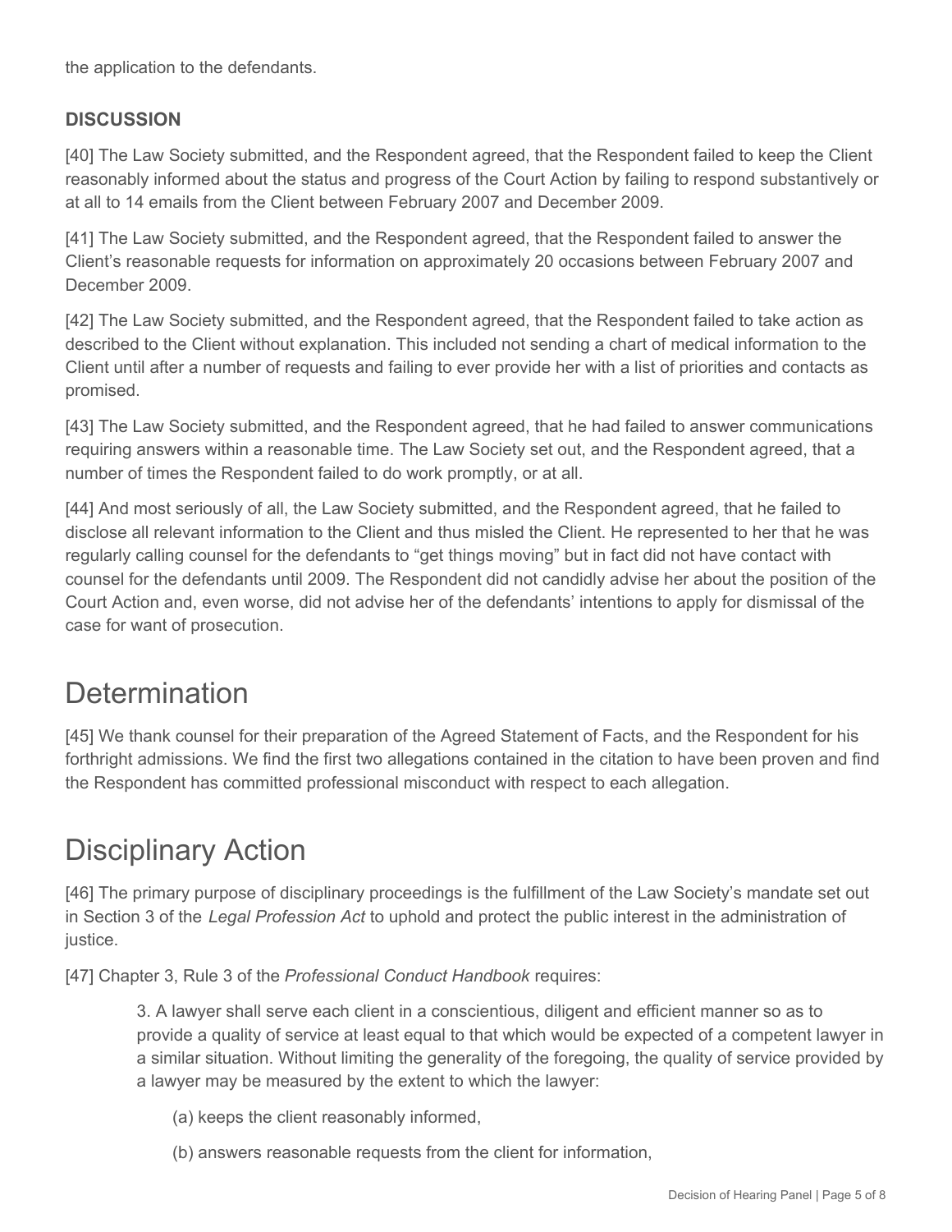the application to the defendants.

### DISCUSSION

[40] The Law Society submitted, and the Respondent agreed, that the Respondent failed to keep the Client reasonably informed about the status and progress of the Court Action by failing to respond substantively or at all to 14 emails from the Client between February 2007 and December 2009.

[41] The Law Society submitted, and the Respondent agreed, that the Respondent failed to answer the Client's reasonable requests for information on approximately 20 occasions between February 2007 and December 2009.

[42] The Law Society submitted, and the Respondent agreed, that the Respondent failed to take action as described to the Client without explanation. This included not sending a chart of medical information to the Client until after a number of requests and failing to ever provide her with a list of priorities and contacts as promised.

[43] The Law Society submitted, and the Respondent agreed, that he had failed to answer communications requiring answers within a reasonable time. The Law Society set out, and the Respondent agreed, that a number of times the Respondent failed to do work promptly, or at all.

[44] And most seriously of all, the Law Society submitted, and the Respondent agreed, that he failed to disclose all relevant information to the Client and thus misled the Client. He represented to her that he was regularly calling counsel for the defendants to "get things moving" but in fact did not have contact with counsel for the defendants until 2009. The Respondent did not candidly advise her about the position of the Court Action and, even worse, did not advise her of the defendants' intentions to apply for dismissal of the case for want of prosecution.

# Determination

[45] We thank counsel for their preparation of the Agreed Statement of Facts, and the Respondent for his forthright admissions. We find the first two allegations contained in the citation to have been proven and find the Respondent has committed professional misconduct with respect to each allegation.

# Disciplinary Action

[46] The primary purpose of disciplinary proceedings is the fulfillment of the Law Society's mandate set out in Section 3 of the *Legal Profession Act* to uphold and protect the public interest in the administration of justice.

[47] Chapter 3, Rule 3 of the *Professional Conduct Handbook* requires:

> 3. A lawyer shall serve each client in a conscientious, diligent and efficient manner so as to provide a quality of service at least equal to that which would be expected of a competent lawyer in a similar situation. Without limiting the generality of the foregoing, the quality of service provided by a lawyer may be measured by the extent to which the lawyer:
>
> (a) keeps the client reasonably informed,
>
> (b) answers reasonable requests from the client for information,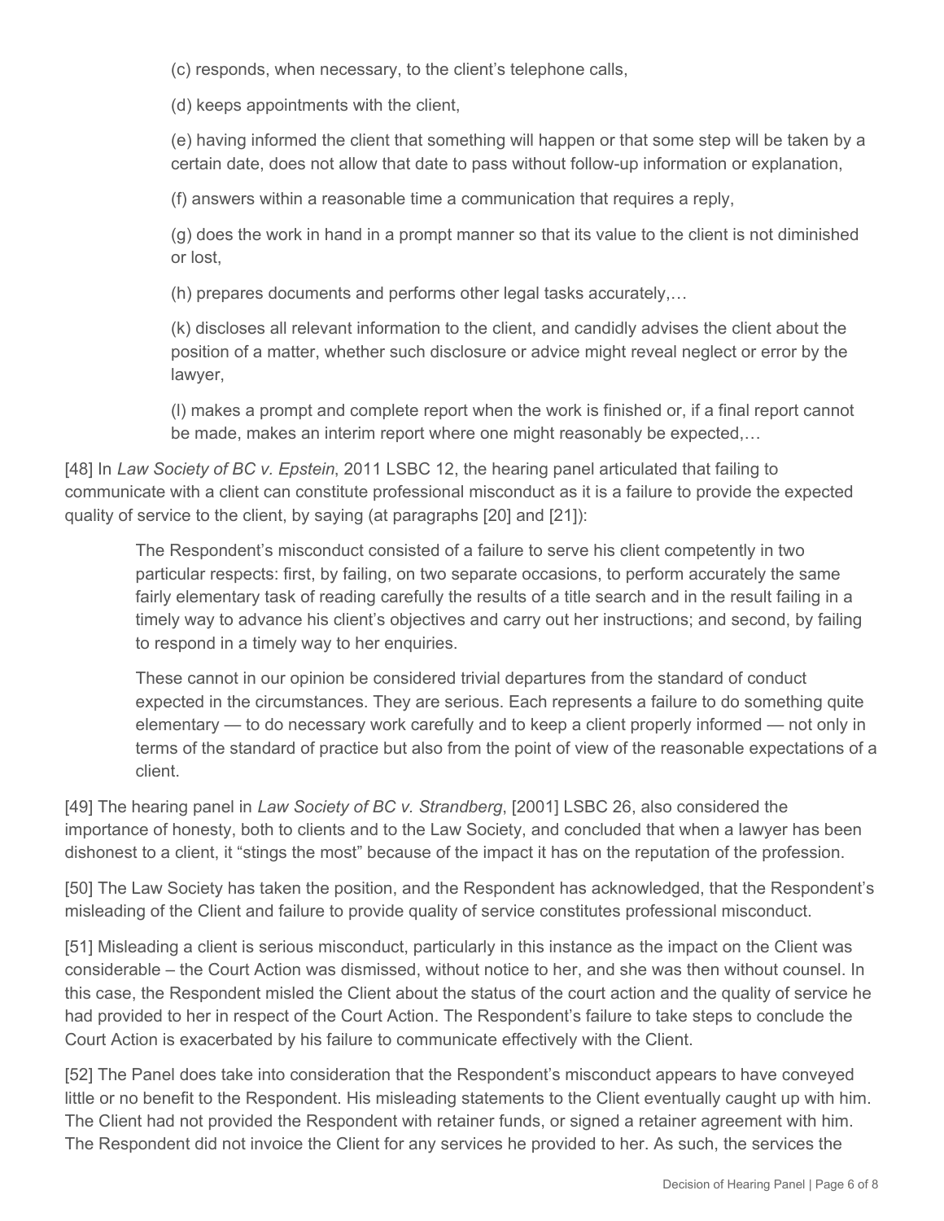(c) responds, when necessary, to the client's telephone calls,

(d) keeps appointments with the client,

(e) having informed the client that something will happen or that some step will be taken by a certain date, does not allow that date to pass without follow-up information or explanation,

(f) answers within a reasonable time a communication that requires a reply,

(g) does the work in hand in a prompt manner so that its value to the client is not diminished or lost,

(h) prepares documents and performs other legal tasks accurately,…

(k) discloses all relevant information to the client, and candidly advises the client about the position of a matter, whether such disclosure or advice might reveal neglect or error by the lawyer,

(l) makes a prompt and complete report when the work is finished or, if a final report cannot be made, makes an interim report where one might reasonably be expected,…

[48] In *Law Society of BC v. Epstein*, 2011 LSBC 12, the hearing panel articulated that failing to communicate with a client can constitute professional misconduct as it is a failure to provide the expected quality of service to the client, by saying (at paragraphs [20] and [21]):

> The Respondent's misconduct consisted of a failure to serve his client competently in two particular respects: first, by failing, on two separate occasions, to perform accurately the same fairly elementary task of reading carefully the results of a title search and in the result failing in a timely way to advance his client's objectives and carry out her instructions; and second, by failing to respond in a timely way to her enquiries.
>
> These cannot in our opinion be considered trivial departures from the standard of conduct expected in the circumstances. They are serious. Each represents a failure to do something quite elementary — to do necessary work carefully and to keep a client properly informed — not only in terms of the standard of practice but also from the point of view of the reasonable expectations of a client.

[49] The hearing panel in *Law Society of BC v. Strandberg*, [2001] LSBC 26, also considered the importance of honesty, both to clients and to the Law Society, and concluded that when a lawyer has been dishonest to a client, it "stings the most" because of the impact it has on the reputation of the profession.

[50] The Law Society has taken the position, and the Respondent has acknowledged, that the Respondent's misleading of the Client and failure to provide quality of service constitutes professional misconduct.

[51] Misleading a client is serious misconduct, particularly in this instance as the impact on the Client was considerable – the Court Action was dismissed, without notice to her, and she was then without counsel. In this case, the Respondent misled the Client about the status of the court action and the quality of service he had provided to her in respect of the Court Action. The Respondent's failure to take steps to conclude the Court Action is exacerbated by his failure to communicate effectively with the Client.

[52] The Panel does take into consideration that the Respondent's misconduct appears to have conveyed little or no benefit to the Respondent. His misleading statements to the Client eventually caught up with him. The Client had not provided the Respondent with retainer funds, or signed a retainer agreement with him. The Respondent did not invoice the Client for any services he provided to her. As such, the services the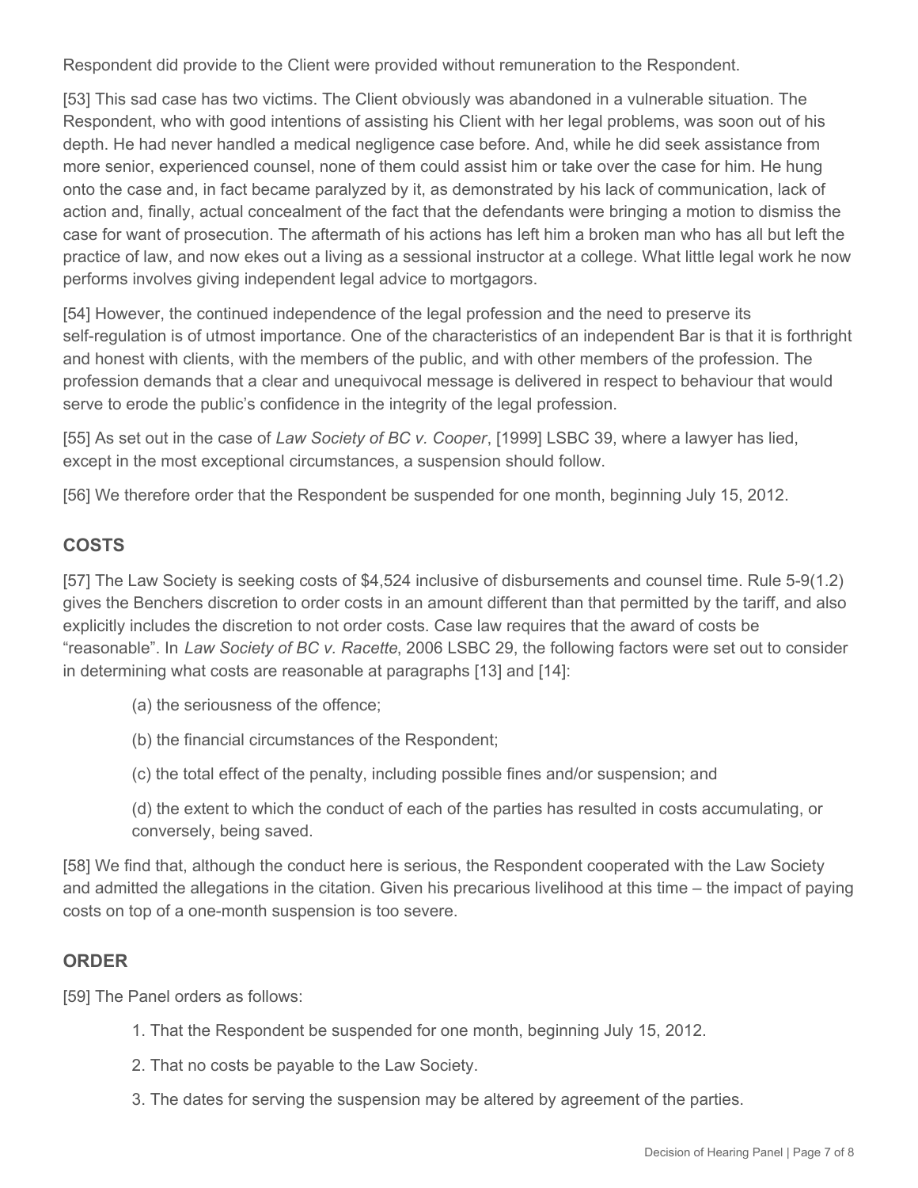Respondent did provide to the Client were provided without remuneration to the Respondent.

[53] This sad case has two victims. The Client obviously was abandoned in a vulnerable situation. The Respondent, who with good intentions of assisting his Client with her legal problems, was soon out of his depth. He had never handled a medical negligence case before. And, while he did seek assistance from more senior, experienced counsel, none of them could assist him or take over the case for him. He hung onto the case and, in fact became paralyzed by it, as demonstrated by his lack of communication, lack of action and, finally, actual concealment of the fact that the defendants were bringing a motion to dismiss the case for want of prosecution. The aftermath of his actions has left him a broken man who has all but left the practice of law, and now ekes out a living as a sessional instructor at a college. What little legal work he now performs involves giving independent legal advice to mortgagors.

[54] However, the continued independence of the legal profession and the need to preserve its self-regulation is of utmost importance. One of the characteristics of an independent Bar is that it is forthright and honest with clients, with the members of the public, and with other members of the profession. The profession demands that a clear and unequivocal message is delivered in respect to behaviour that would serve to erode the public's confidence in the integrity of the legal profession.

[55] As set out in the case of *Law Society of BC v. Cooper*, [1999] LSBC 39, where a lawyer has lied, except in the most exceptional circumstances, a suspension should follow.

[56] We therefore order that the Respondent be suspended for one month, beginning July 15, 2012.

## COSTS

[57] The Law Society is seeking costs of $4,524 inclusive of disbursements and counsel time. Rule 5-9(1.2) gives the Benchers discretion to order costs in an amount different than that permitted by the tariff, and also explicitly includes the discretion to not order costs. Case law requires that the award of costs be "reasonable". In *Law Society of BC v. Racette*, 2006 LSBC 29, the following factors were set out to consider in determining what costs are reasonable at paragraphs [13] and [14]:

(a) the seriousness of the offence;

(b) the financial circumstances of the Respondent;

(c) the total effect of the penalty, including possible fines and/or suspension; and

(d) the extent to which the conduct of each of the parties has resulted in costs accumulating, or conversely, being saved.

[58] We find that, although the conduct here is serious, the Respondent cooperated with the Law Society and admitted the allegations in the citation. Given his precarious livelihood at this time – the impact of paying costs on top of a one-month suspension is too severe.

## ORDER

[59] The Panel orders as follows:

1. That the Respondent be suspended for one month, beginning July 15, 2012.
2. That no costs be payable to the Law Society.
3. The dates for serving the suspension may be altered by agreement of the parties.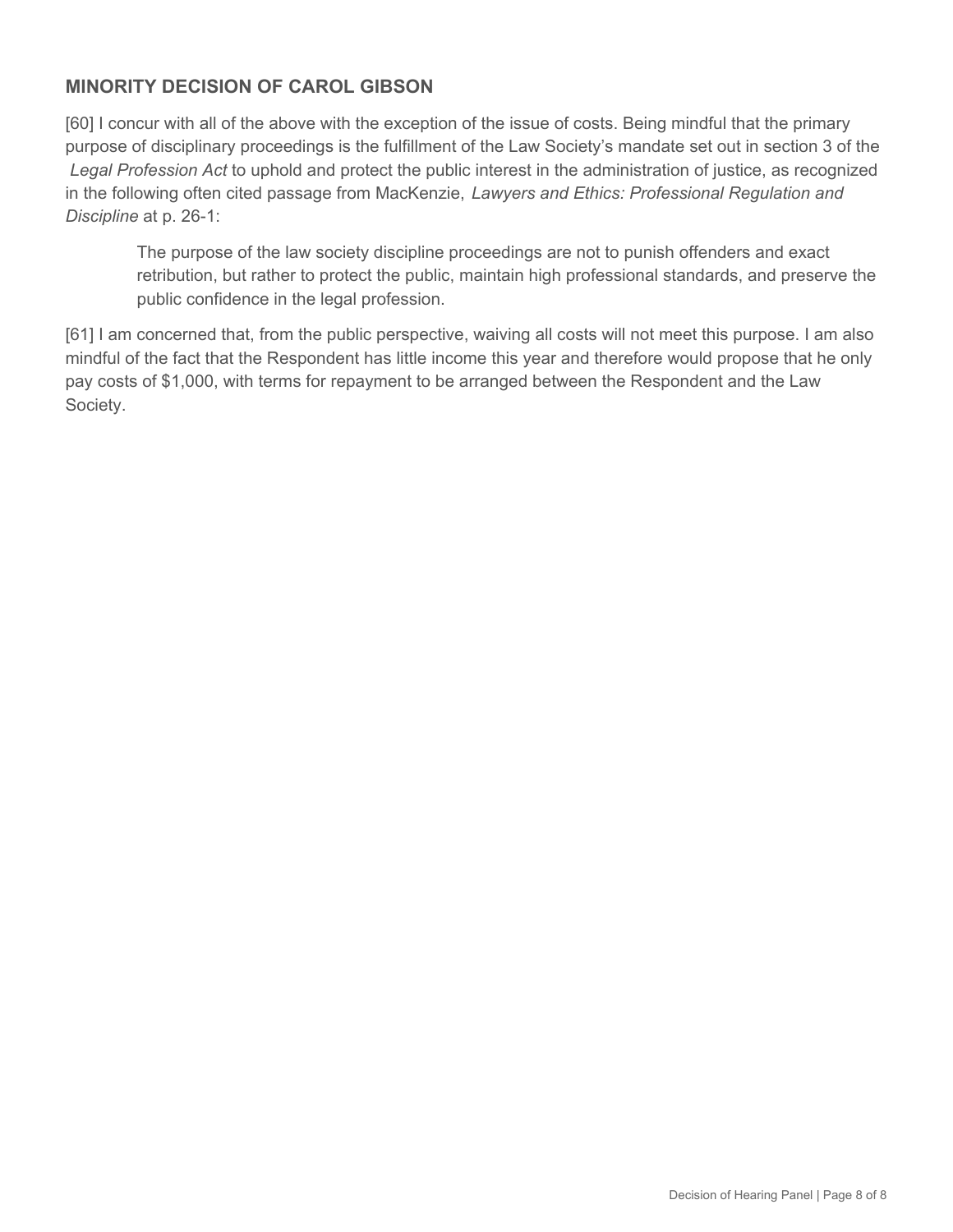## MINORITY DECISION OF CAROL GIBSON

[60] I concur with all of the above with the exception of the issue of costs. Being mindful that the primary purpose of disciplinary proceedings is the fulfillment of the Law Society's mandate set out in section 3 of the *Legal Profession Act* to uphold and protect the public interest in the administration of justice, as recognized in the following often cited passage from MacKenzie, *Lawyers and Ethics: Professional Regulation and Discipline* at p. 26-1:

> The purpose of the law society discipline proceedings are not to punish offenders and exact retribution, but rather to protect the public, maintain high professional standards, and preserve the public confidence in the legal profession.

[61] I am concerned that, from the public perspective, waiving all costs will not meet this purpose. I am also mindful of the fact that the Respondent has little income this year and therefore would propose that he only pay costs of $1,000, with terms for repayment to be arranged between the Respondent and the Law Society.